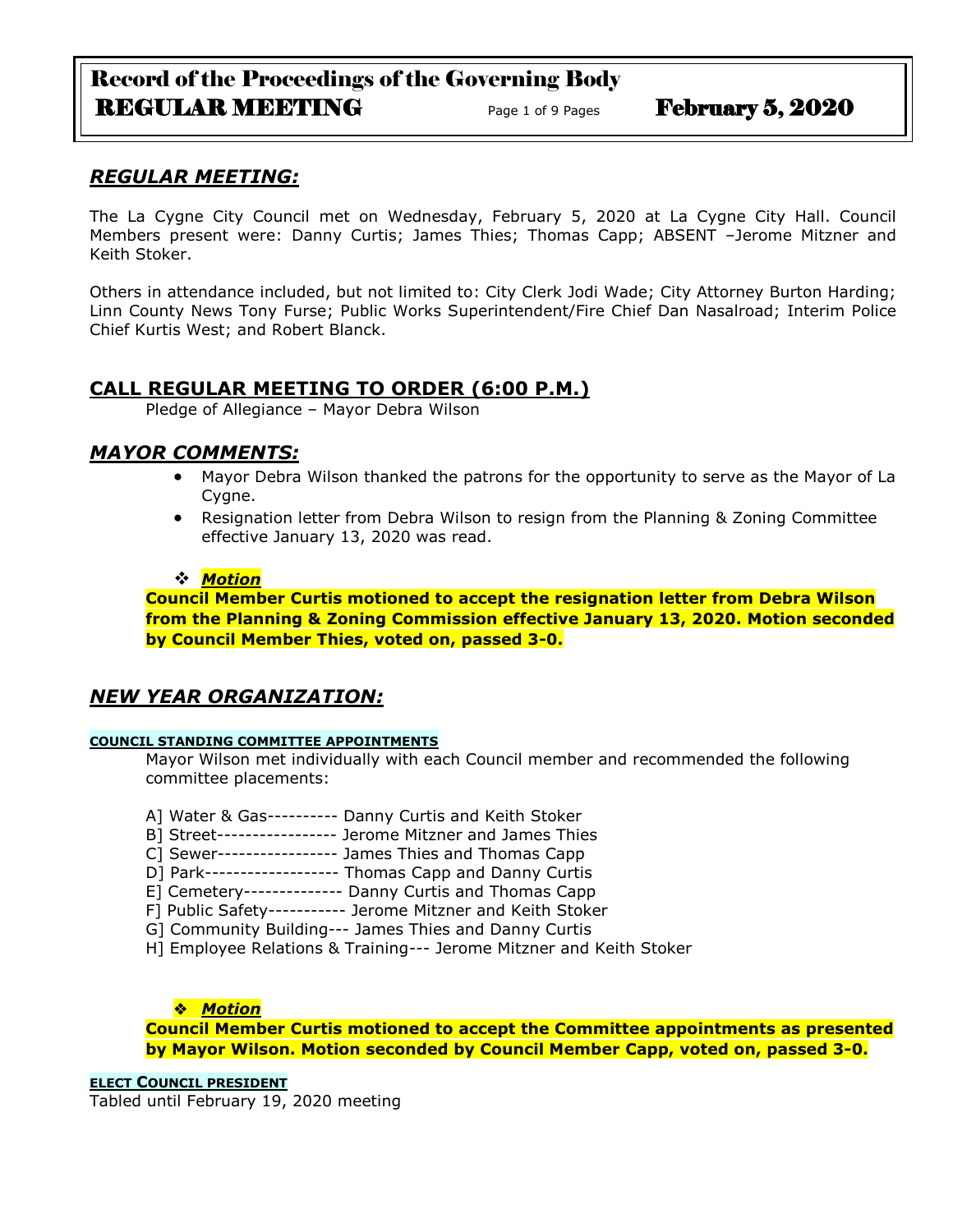## *REGULAR MEETING:*

The La Cygne City Council met on Wednesday, February 5, 2020 at La Cygne City Hall. Council Members present were: Danny Curtis; James Thies; Thomas Capp; ABSENT –Jerome Mitzner and Keith Stoker.

Others in attendance included, but not limited to: City Clerk Jodi Wade; City Attorney Burton Harding; Linn County News Tony Furse; Public Works Superintendent/Fire Chief Dan Nasalroad; Interim Police Chief Kurtis West; and Robert Blanck.

## CALL REGULAR MEETING TO ORDER (6:00 P.M.)

Pledge of Allegiance – Mayor Debra Wilson

## *MAYOR COMMENTS:*

- Mayor Debra Wilson thanked the patrons for the opportunity to serve as the Mayor of La Cygne.
- Resignation letter from Debra Wilson to resign from the Planning & Zoning Committee effective January 13, 2020 was read.

❖ ***Motion***

**Council Member Curtis motioned to accept the resignation letter from Debra Wilson from the Planning & Zoning Commission effective January 13, 2020. Motion seconded by Council Member Thies, voted on, passed 3-0.**

## *NEW YEAR ORGANIZATION:*

**COUNCIL STANDING COMMITTEE APPOINTMENTS**

Mayor Wilson met individually with each Council member and recommended the following committee placements:

A] Water & Gas---------- Danny Curtis and Keith Stoker
B] Street----------------- Jerome Mitzner and James Thies
C] Sewer----------------- James Thies and Thomas Capp
D] Park------------------- Thomas Capp and Danny Curtis
E] Cemetery-------------- Danny Curtis and Thomas Capp
F] Public Safety----------- Jerome Mitzner and Keith Stoker
G] Community Building--- James Thies and Danny Curtis
H] Employee Relations & Training--- Jerome Mitzner and Keith Stoker

❖ ***Motion***

**Council Member Curtis motioned to accept the Committee appointments as presented by Mayor Wilson. Motion seconded by Council Member Capp, voted on, passed 3-0.**

**ELECT COUNCIL PRESIDENT**

Tabled until February 19, 2020 meeting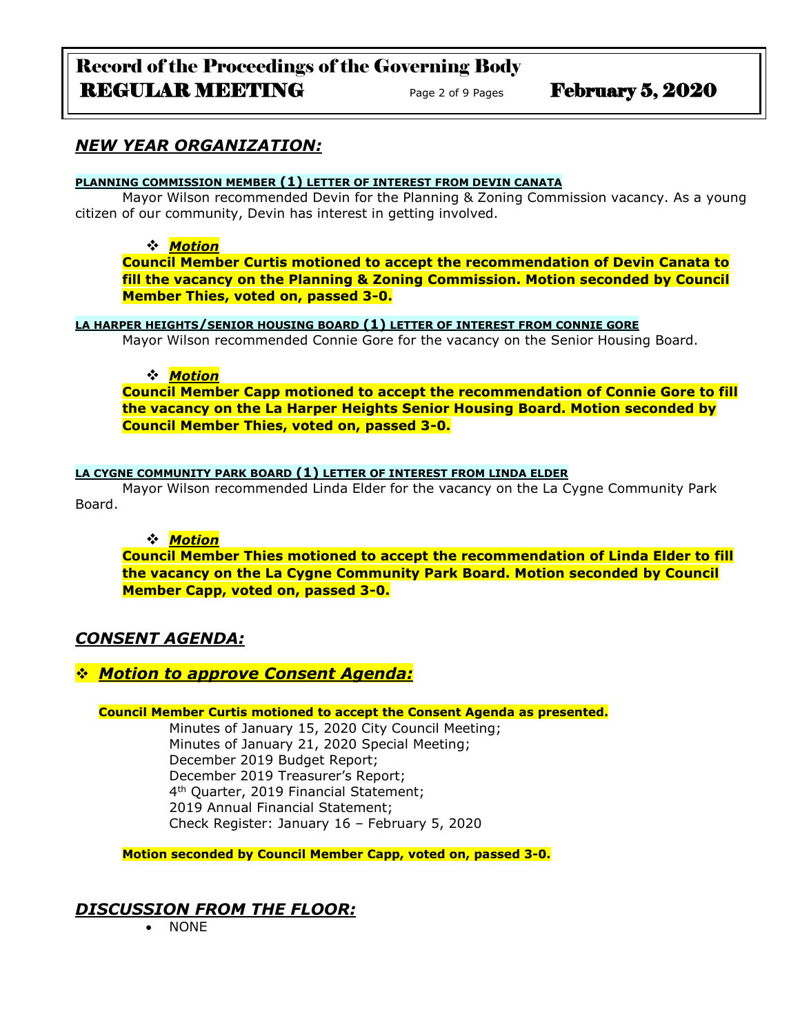## *NEW YEAR ORGANIZATION:*

**PLANNING COMMISSION MEMBER (1) LETTER OF INTEREST FROM DEVIN CANATA**

Mayor Wilson recommended Devin for the Planning & Zoning Commission vacancy. As a young citizen of our community, Devin has interest in getting involved.

❖ ***Motion***

**Council Member Curtis motioned to accept the recommendation of Devin Canata to fill the vacancy on the Planning & Zoning Commission. Motion seconded by Council Member Thies, voted on, passed 3-0.**

**LA HARPER HEIGHTS/SENIOR HOUSING BOARD (1) LETTER OF INTEREST FROM CONNIE GORE**

Mayor Wilson recommended Connie Gore for the vacancy on the Senior Housing Board.

❖ ***Motion***

**Council Member Capp motioned to accept the recommendation of Connie Gore to fill the vacancy on the La Harper Heights Senior Housing Board. Motion seconded by Council Member Thies, voted on, passed 3-0.**

**LA CYGNE COMMUNITY PARK BOARD (1) LETTER OF INTEREST FROM LINDA ELDER**

Mayor Wilson recommended Linda Elder for the vacancy on the La Cygne Community Park Board.

❖ ***Motion***

**Council Member Thies motioned to accept the recommendation of Linda Elder to fill the vacancy on the La Cygne Community Park Board. Motion seconded by Council Member Capp, voted on, passed 3-0.**

## *CONSENT AGENDA:*

### ❖ *Motion to approve Consent Agenda:*

**Council Member Curtis motioned to accept the Consent Agenda as presented.**

Minutes of January 15, 2020 City Council Meeting;
Minutes of January 21, 2020 Special Meeting;
December 2019 Budget Report;
December 2019 Treasurer's Report;
4th Quarter, 2019 Financial Statement;
2019 Annual Financial Statement;
Check Register: January 16 – February 5, 2020

**Motion seconded by Council Member Capp, voted on, passed 3-0.**

## *DISCUSSION FROM THE FLOOR:*

- NONE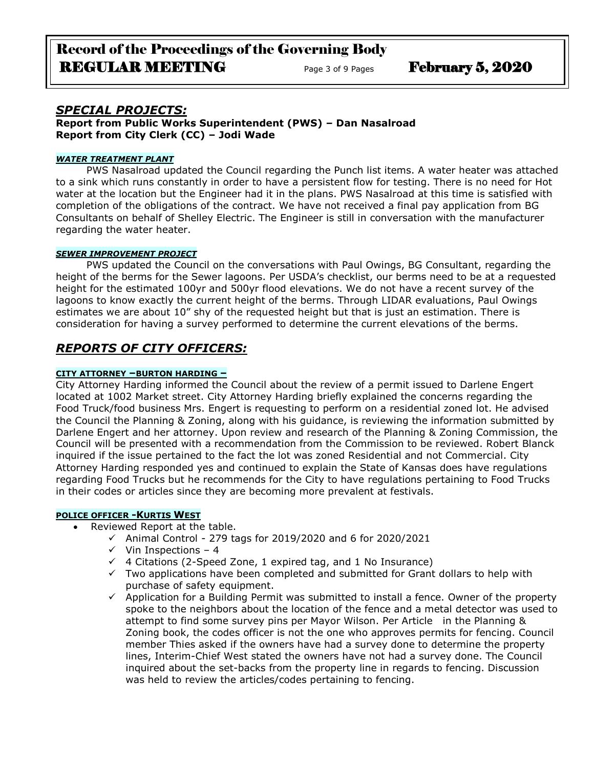## *SPECIAL PROJECTS:*

**Report from Public Works Superintendent (PWS) – Dan Nasalroad**
**Report from City Clerk (CC) – Jodi Wade**

### *WATER TREATMENT PLANT*

PWS Nasalroad updated the Council regarding the Punch list items. A water heater was attached to a sink which runs constantly in order to have a persistent flow for testing. There is no need for Hot water at the location but the Engineer had it in the plans. PWS Nasalroad at this time is satisfied with completion of the obligations of the contract. We have not received a final pay application from BG Consultants on behalf of Shelley Electric. The Engineer is still in conversation with the manufacturer regarding the water heater.

### *SEWER IMPROVEMENT PROJECT*

PWS updated the Council on the conversations with Paul Owings, BG Consultant, regarding the height of the berms for the Sewer lagoons. Per USDA's checklist, our berms need to be at a requested height for the estimated 100yr and 500yr flood elevations. We do not have a recent survey of the lagoons to know exactly the current height of the berms. Through LIDAR evaluations, Paul Owings estimates we are about 10" shy of the requested height but that is just an estimation. There is consideration for having a survey performed to determine the current elevations of the berms.

## *REPORTS OF CITY OFFICERS:*

### CITY ATTORNEY –BURTON HARDING –

City Attorney Harding informed the Council about the review of a permit issued to Darlene Engert located at 1002 Market street. City Attorney Harding briefly explained the concerns regarding the Food Truck/food business Mrs. Engert is requesting to perform on a residential zoned lot. He advised the Council the Planning & Zoning, along with his guidance, is reviewing the information submitted by Darlene Engert and her attorney. Upon review and research of the Planning & Zoning Commission, the Council will be presented with a recommendation from the Commission to be reviewed. Robert Blanck inquired if the issue pertained to the fact the lot was zoned Residential and not Commercial. City Attorney Harding responded yes and continued to explain the State of Kansas does have regulations regarding Food Trucks but he recommends for the City to have regulations pertaining to Food Trucks in their codes or articles since they are becoming more prevalent at festivals.

### POLICE OFFICER -KURTIS WEST

- Reviewed Report at the table.
  - ✓ Animal Control - 279 tags for 2019/2020 and 6 for 2020/2021
  - ✓ Vin Inspections – 4
  - ✓ 4 Citations (2-Speed Zone, 1 expired tag, and 1 No Insurance)
  - ✓ Two applications have been completed and submitted for Grant dollars to help with purchase of safety equipment.
  - ✓ Application for a Building Permit was submitted to install a fence. Owner of the property spoke to the neighbors about the location of the fence and a metal detector was used to attempt to find some survey pins per Mayor Wilson. Per Article in the Planning & Zoning book, the codes officer is not the one who approves permits for fencing. Council member Thies asked if the owners have had a survey done to determine the property lines, Interim-Chief West stated the owners have not had a survey done. The Council inquired about the set-backs from the property line in regards to fencing. Discussion was held to review the articles/codes pertaining to fencing.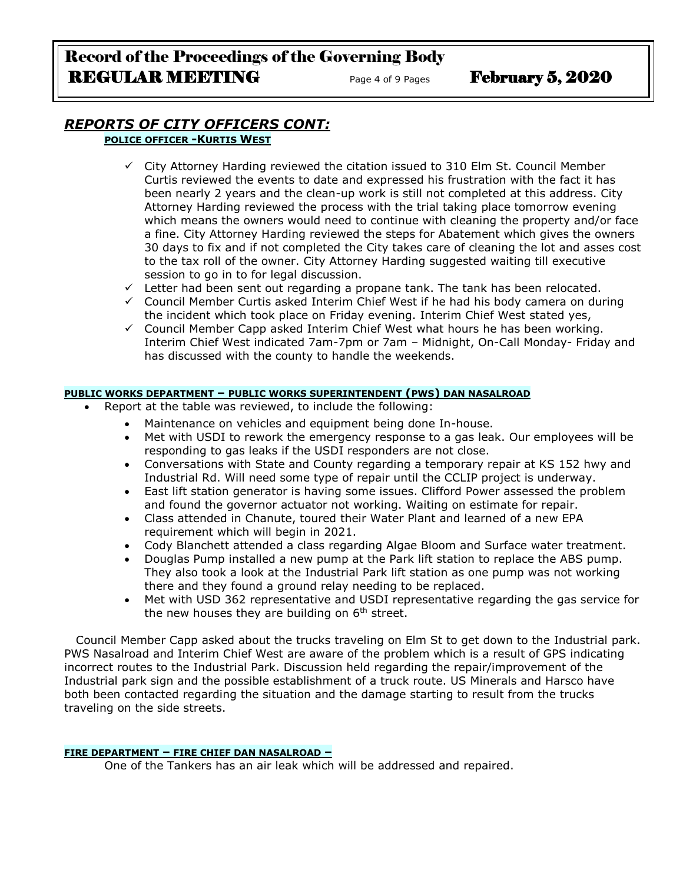## *REPORTS OF CITY OFFICERS CONT:*

**POLICE OFFICER -KURTIS WEST**

- ✓ City Attorney Harding reviewed the citation issued to 310 Elm St. Council Member Curtis reviewed the events to date and expressed his frustration with the fact it has been nearly 2 years and the clean-up work is still not completed at this address. City Attorney Harding reviewed the process with the trial taking place tomorrow evening which means the owners would need to continue with cleaning the property and/or face a fine. City Attorney Harding reviewed the steps for Abatement which gives the owners 30 days to fix and if not completed the City takes care of cleaning the lot and asses cost to the tax roll of the owner. City Attorney Harding suggested waiting till executive session to go in to for legal discussion.
- ✓ Letter had been sent out regarding a propane tank. The tank has been relocated.
- ✓ Council Member Curtis asked Interim Chief West if he had his body camera on during the incident which took place on Friday evening. Interim Chief West stated yes,
- ✓ Council Member Capp asked Interim Chief West what hours he has been working. Interim Chief West indicated 7am-7pm or 7am – Midnight, On-Call Monday- Friday and has discussed with the county to handle the weekends.

**PUBLIC WORKS DEPARTMENT – PUBLIC WORKS SUPERINTENDENT (PWS) DAN NASALROAD**

- Report at the table was reviewed, to include the following:
  - Maintenance on vehicles and equipment being done In-house.
  - Met with USDI to rework the emergency response to a gas leak. Our employees will be responding to gas leaks if the USDI responders are not close.
  - Conversations with State and County regarding a temporary repair at KS 152 hwy and Industrial Rd. Will need some type of repair until the CCLIP project is underway.
  - East lift station generator is having some issues. Clifford Power assessed the problem and found the governor actuator not working. Waiting on estimate for repair.
  - Class attended in Chanute, toured their Water Plant and learned of a new EPA requirement which will begin in 2021.
  - Cody Blanchett attended a class regarding Algae Bloom and Surface water treatment.
  - Douglas Pump installed a new pump at the Park lift station to replace the ABS pump. They also took a look at the Industrial Park lift station as one pump was not working there and they found a ground relay needing to be replaced.
  - Met with USD 362 representative and USDI representative regarding the gas service for the new houses they are building on 6th street.

Council Member Capp asked about the trucks traveling on Elm St to get down to the Industrial park. PWS Nasalroad and Interim Chief West are aware of the problem which is a result of GPS indicating incorrect routes to the Industrial Park. Discussion held regarding the repair/improvement of the Industrial park sign and the possible establishment of a truck route. US Minerals and Harsco have both been contacted regarding the situation and the damage starting to result from the trucks traveling on the side streets.

**FIRE DEPARTMENT – FIRE CHIEF DAN NASALROAD –**

One of the Tankers has an air leak which will be addressed and repaired.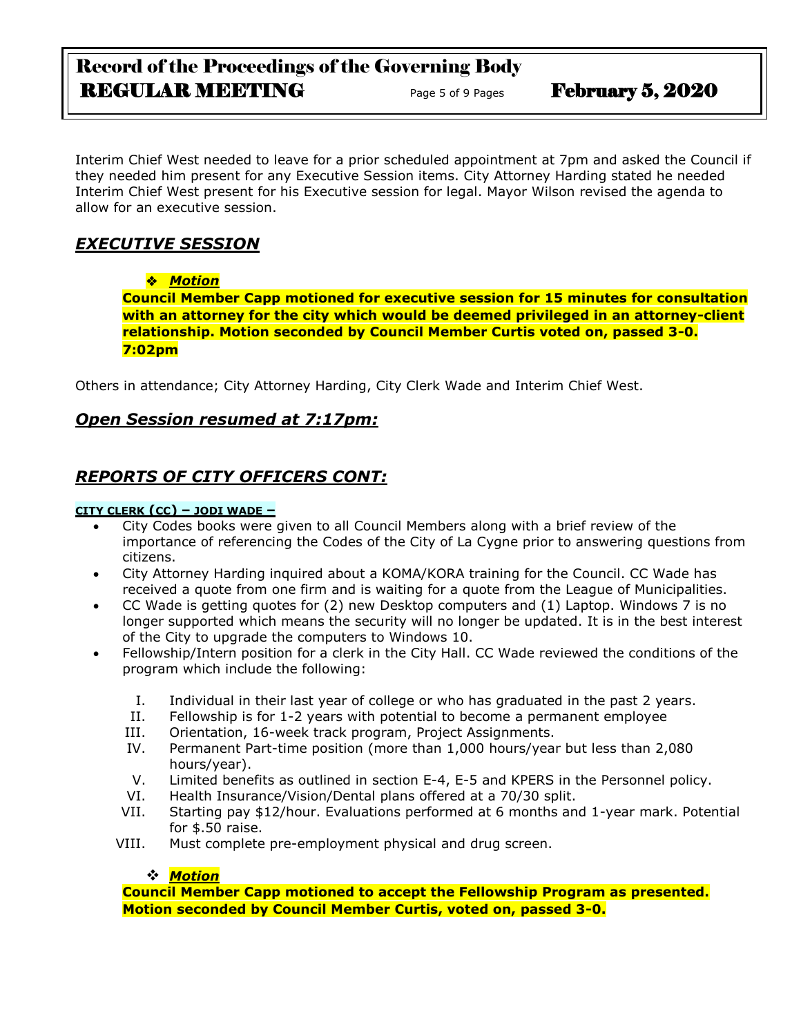Interim Chief West needed to leave for a prior scheduled appointment at 7pm and asked the Council if they needed him present for any Executive Session items. City Attorney Harding stated he needed Interim Chief West present for his Executive session for legal. Mayor Wilson revised the agenda to allow for an executive session.

## *EXECUTIVE SESSION*

❖ ***Motion***

**Council Member Capp motioned for executive session for 15 minutes for consultation with an attorney for the city which would be deemed privileged in an attorney-client relationship. Motion seconded by Council Member Curtis voted on, passed 3-0. 7:02pm**

Others in attendance; City Attorney Harding, City Clerk Wade and Interim Chief West.

## *Open Session resumed at 7:17pm:*

## *REPORTS OF CITY OFFICERS CONT:*

**CITY CLERK (CC) – JODI WADE –**

- City Codes books were given to all Council Members along with a brief review of the importance of referencing the Codes of the City of La Cygne prior to answering questions from citizens.
- City Attorney Harding inquired about a KOMA/KORA training for the Council. CC Wade has received a quote from one firm and is waiting for a quote from the League of Municipalities.
- CC Wade is getting quotes for (2) new Desktop computers and (1) Laptop. Windows 7 is no longer supported which means the security will no longer be updated. It is in the best interest of the City to upgrade the computers to Windows 10.
- Fellowship/Intern position for a clerk in the City Hall. CC Wade reviewed the conditions of the program which include the following:

  I. Individual in their last year of college or who has graduated in the past 2 years.
  II. Fellowship is for 1-2 years with potential to become a permanent employee
  III. Orientation, 16-week track program, Project Assignments.
  IV. Permanent Part-time position (more than 1,000 hours/year but less than 2,080 hours/year).
  V. Limited benefits as outlined in section E-4, E-5 and KPERS in the Personnel policy.
  VI. Health Insurance/Vision/Dental plans offered at a 70/30 split.
  VII. Starting pay $12/hour. Evaluations performed at 6 months and 1-year mark. Potential for $.50 raise.
  VIII. Must complete pre-employment physical and drug screen.

❖ ***Motion***

**Council Member Capp motioned to accept the Fellowship Program as presented. Motion seconded by Council Member Curtis, voted on, passed 3-0.**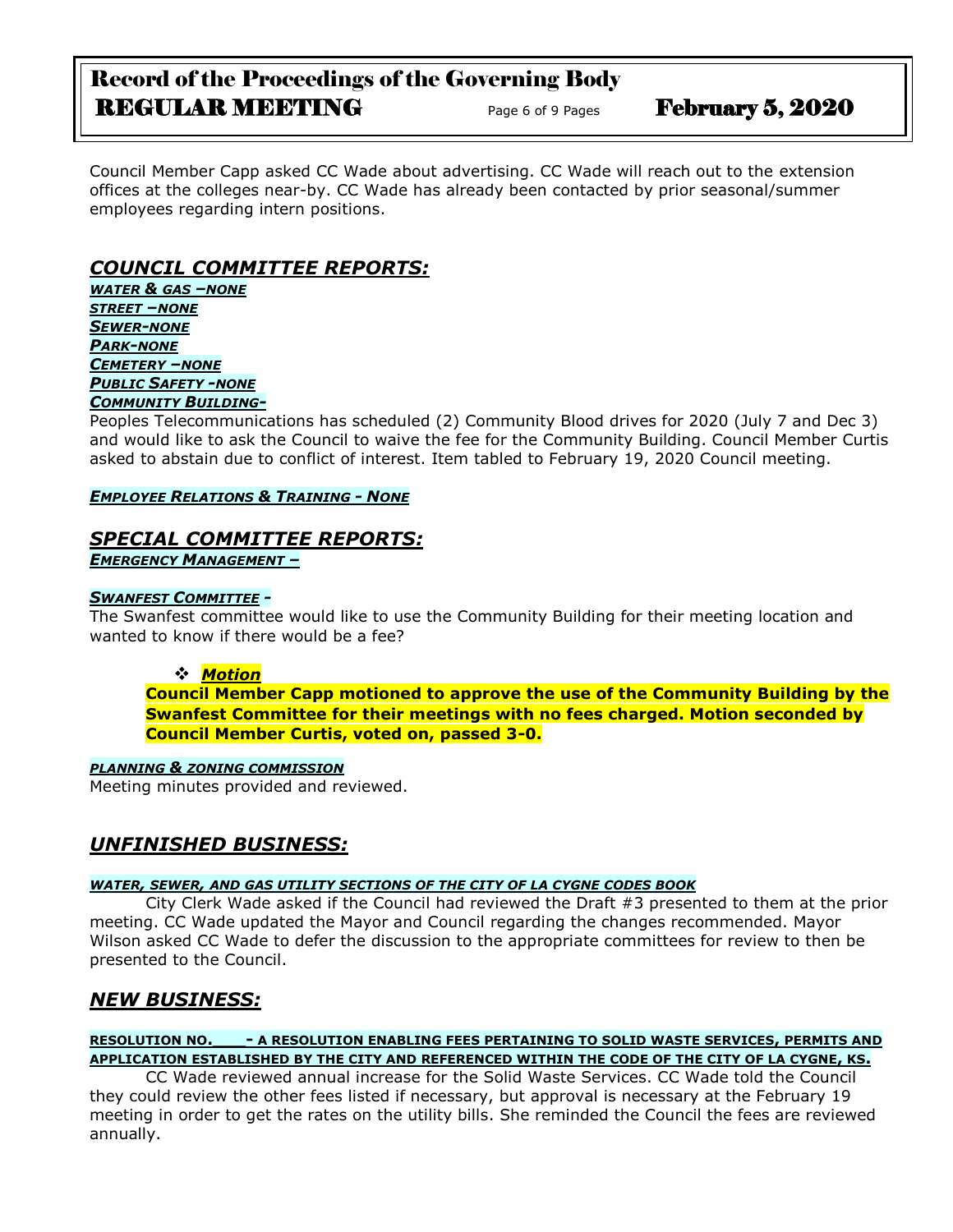Council Member Capp asked CC Wade about advertising. CC Wade will reach out to the extension offices at the colleges near-by. CC Wade has already been contacted by prior seasonal/summer employees regarding intern positions.

## *COUNCIL COMMITTEE REPORTS:*

***WATER & GAS –NONE***

***STREET –NONE***

***SEWER-NONE***

***PARK-NONE***

***CEMETERY –NONE***

***PUBLIC SAFETY -NONE***

***COMMUNITY BUILDING-***

Peoples Telecommunications has scheduled (2) Community Blood drives for 2020 (July 7 and Dec 3) and would like to ask the Council to waive the fee for the Community Building. Council Member Curtis asked to abstain due to conflict of interest. Item tabled to February 19, 2020 Council meeting.

***EMPLOYEE RELATIONS & TRAINING - NONE***

## *SPECIAL COMMITTEE REPORTS:*

***EMERGENCY MANAGEMENT –***

***SWANFEST COMMITTEE -***

The Swanfest committee would like to use the Community Building for their meeting location and wanted to know if there would be a fee?

- ***Motion***

**Council Member Capp motioned to approve the use of the Community Building by the Swanfest Committee for their meetings with no fees charged. Motion seconded by Council Member Curtis, voted on, passed 3-0.**

***PLANNING & ZONING COMMISSION***

Meeting minutes provided and reviewed.

## *UNFINISHED BUSINESS:*

***WATER, SEWER, AND GAS UTILITY SECTIONS OF THE CITY OF LA CYGNE CODES BOOK***

City Clerk Wade asked if the Council had reviewed the Draft #3 presented to them at the prior meeting. CC Wade updated the Mayor and Council regarding the changes recommended. Mayor Wilson asked CC Wade to defer the discussion to the appropriate committees for review to then be presented to the Council.

## *NEW BUSINESS:*

**RESOLUTION NO. ___ - A RESOLUTION ENABLING FEES PERTAINING TO SOLID WASTE SERVICES, PERMITS AND APPLICATION ESTABLISHED BY THE CITY AND REFERENCED WITHIN THE CODE OF THE CITY OF LA CYGNE, KS.**

CC Wade reviewed annual increase for the Solid Waste Services. CC Wade told the Council they could review the other fees listed if necessary, but approval is necessary at the February 19 meeting in order to get the rates on the utility bills. She reminded the Council the fees are reviewed annually.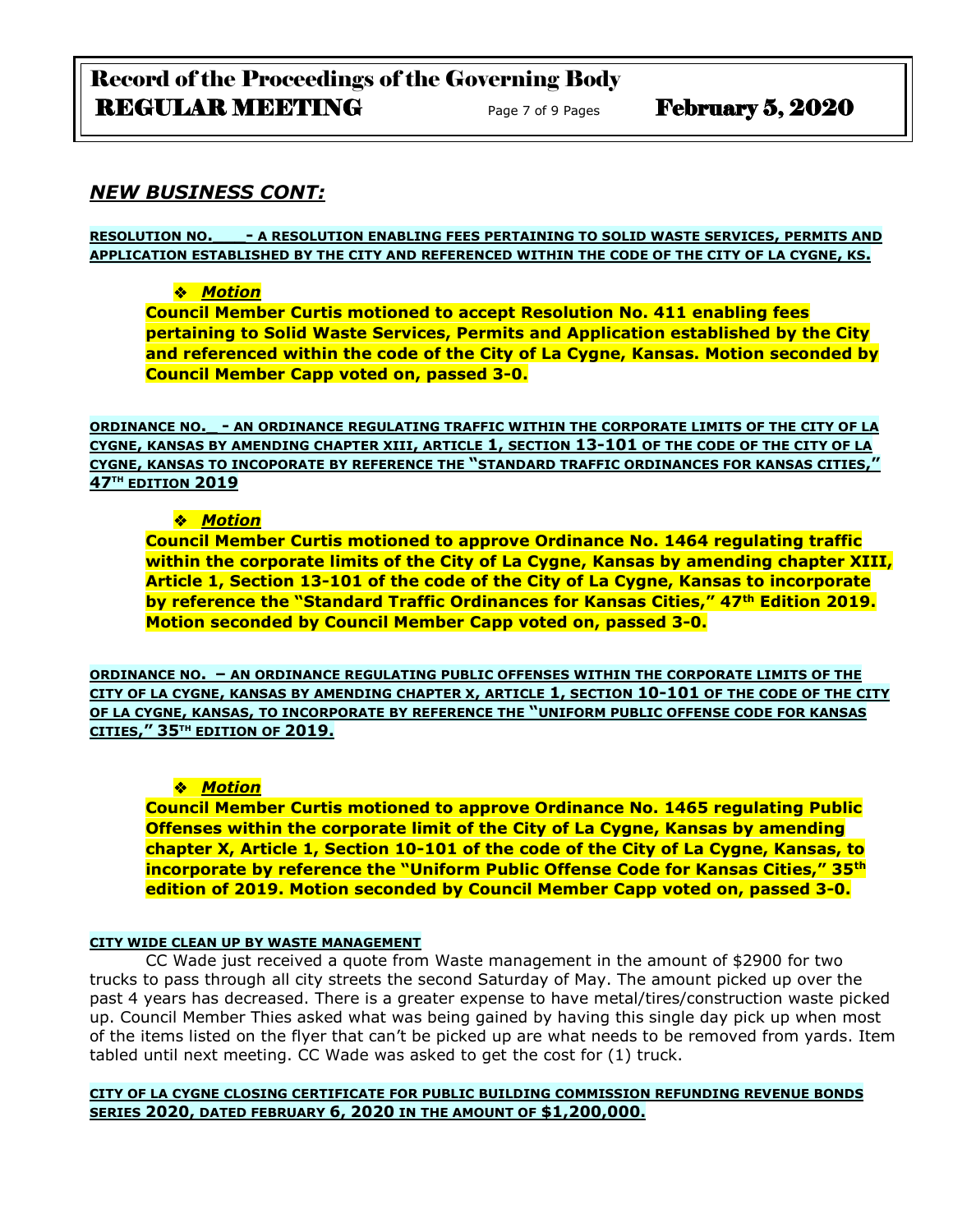## *NEW BUSINESS CONT:*

**RESOLUTION NO.____- A RESOLUTION ENABLING FEES PERTAINING TO SOLID WASTE SERVICES, PERMITS AND APPLICATION ESTABLISHED BY THE CITY AND REFERENCED WITHIN THE CODE OF THE CITY OF LA CYGNE, KS.**

- ***Motion***

**Council Member Curtis motioned to accept Resolution No. 411 enabling fees pertaining to Solid Waste Services, Permits and Application established by the City and referenced within the code of the City of La Cygne, Kansas. Motion seconded by Council Member Capp voted on, passed 3-0.**

**ORDINANCE NO._ - AN ORDINANCE REGULATING TRAFFIC WITHIN THE CORPORATE LIMITS OF THE CITY OF LA CYGNE, KANSAS BY AMENDING CHAPTER XIII, ARTICLE 1, SECTION 13-101 OF THE CODE OF THE CITY OF LA CYGNE, KANSAS TO INCOPORATE BY REFERENCE THE "STANDARD TRAFFIC ORDINANCES FOR KANSAS CITIES," 47TH EDITION 2019**

- ***Motion***

**Council Member Curtis motioned to approve Ordinance No. 1464 regulating traffic within the corporate limits of the City of La Cygne, Kansas by amending chapter XIII, Article 1, Section 13-101 of the code of the City of La Cygne, Kansas to incorporate by reference the "Standard Traffic Ordinances for Kansas Cities," 47th Edition 2019. Motion seconded by Council Member Capp voted on, passed 3-0.**

**ORDINANCE NO. – AN ORDINANCE REGULATING PUBLIC OFFENSES WITHIN THE CORPORATE LIMITS OF THE CITY OF LA CYGNE, KANSAS BY AMENDING CHAPTER X, ARTICLE 1, SECTION 10-101 OF THE CODE OF THE CITY OF LA CYGNE, KANSAS, TO INCORPORATE BY REFERENCE THE "UNIFORM PUBLIC OFFENSE CODE FOR KANSAS CITIES," 35TH EDITION OF 2019.**

- ***Motion***

**Council Member Curtis motioned to approve Ordinance No. 1465 regulating Public Offenses within the corporate limit of the City of La Cygne, Kansas by amending chapter X, Article 1, Section 10-101 of the code of the City of La Cygne, Kansas, to incorporate by reference the "Uniform Public Offense Code for Kansas Cities," 35th edition of 2019. Motion seconded by Council Member Capp voted on, passed 3-0.**

**CITY WIDE CLEAN UP BY WASTE MANAGEMENT**

CC Wade just received a quote from Waste management in the amount of $2900 for two trucks to pass through all city streets the second Saturday of May. The amount picked up over the past 4 years has decreased. There is a greater expense to have metal/tires/construction waste picked up. Council Member Thies asked what was being gained by having this single day pick up when most of the items listed on the flyer that can't be picked up are what needs to be removed from yards. Item tabled until next meeting. CC Wade was asked to get the cost for (1) truck.

**CITY OF LA CYGNE CLOSING CERTIFICATE FOR PUBLIC BUILDING COMMISSION REFUNDING REVENUE BONDS SERIES 2020, DATED FEBRUARY 6, 2020 IN THE AMOUNT OF $1,200,000.**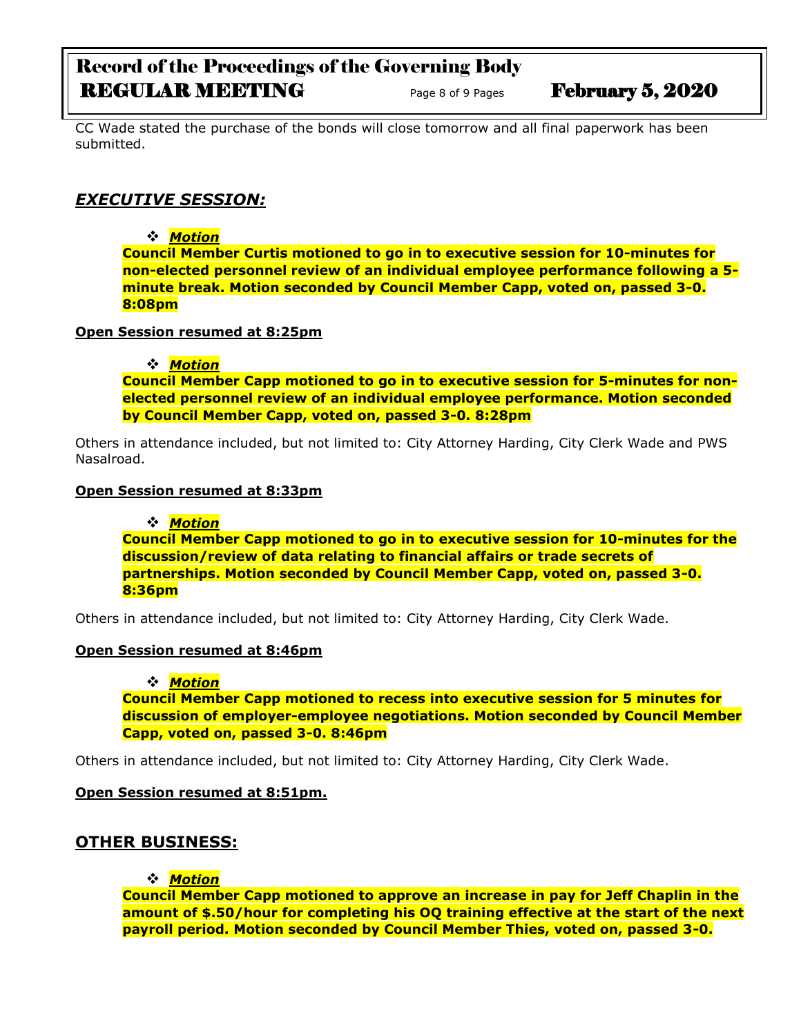CC Wade stated the purchase of the bonds will close tomorrow and all final paperwork has been submitted.

## *EXECUTIVE SESSION:*

- ***Motion***

**Council Member Curtis motioned to go in to executive session for 10-minutes for non-elected personnel review of an individual employee performance following a 5-minute break. Motion seconded by Council Member Capp, voted on, passed 3-0. 8:08pm**

**Open Session resumed at 8:25pm**

- ***Motion***

**Council Member Capp motioned to go in to executive session for 5-minutes for non-elected personnel review of an individual employee performance. Motion seconded by Council Member Capp, voted on, passed 3-0. 8:28pm**

Others in attendance included, but not limited to: City Attorney Harding, City Clerk Wade and PWS Nasalroad.

**Open Session resumed at 8:33pm**

- ***Motion***

**Council Member Capp motioned to go in to executive session for 10-minutes for the discussion/review of data relating to financial affairs or trade secrets of partnerships. Motion seconded by Council Member Capp, voted on, passed 3-0. 8:36pm**

Others in attendance included, but not limited to: City Attorney Harding, City Clerk Wade.

**Open Session resumed at 8:46pm**

- ***Motion***

**Council Member Capp motioned to recess into executive session for 5 minutes for discussion of employer-employee negotiations. Motion seconded by Council Member Capp, voted on, passed 3-0. 8:46pm**

Others in attendance included, but not limited to: City Attorney Harding, City Clerk Wade.

**Open Session resumed at 8:51pm.**

## OTHER BUSINESS:

- ***Motion***

**Council Member Capp motioned to approve an increase in pay for Jeff Chaplin in the amount of $.50/hour for completing his OQ training effective at the start of the next payroll period. Motion seconded by Council Member Thies, voted on, passed 3-0.**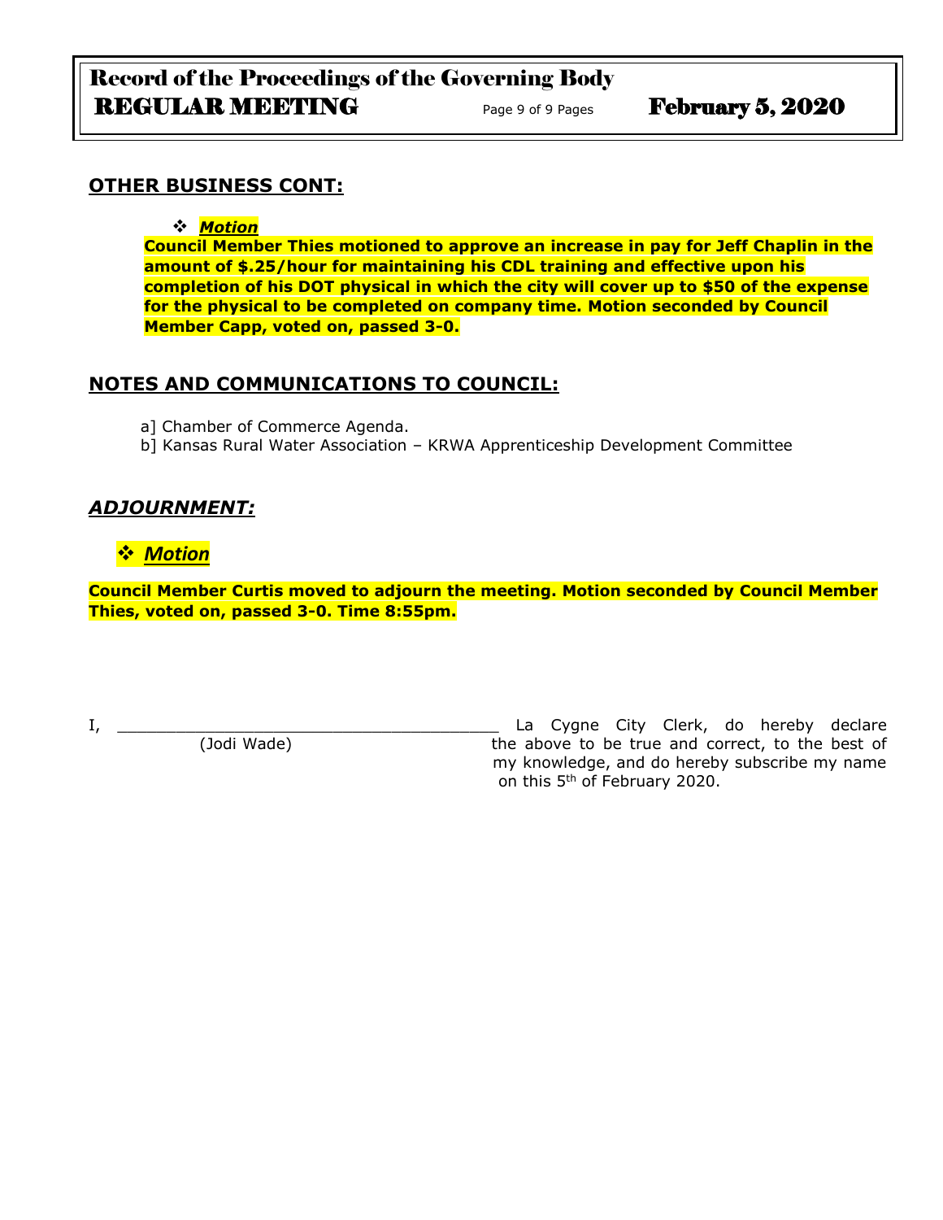## OTHER BUSINESS CONT:

- ***Motion***

**Council Member Thies motioned to approve an increase in pay for Jeff Chaplin in the amount of $.25/hour for maintaining his CDL training and effective upon his completion of his DOT physical in which the city will cover up to $50 of the expense for the physical to be completed on company time. Motion seconded by Council Member Capp, voted on, passed 3-0.**

## NOTES AND COMMUNICATIONS TO COUNCIL:

a] Chamber of Commerce Agenda.
b] Kansas Rural Water Association – KRWA Apprenticeship Development Committee

## *ADJOURNMENT:*

- ***Motion***

**Council Member Curtis moved to adjourn the meeting. Motion seconded by Council Member Thies, voted on, passed 3-0. Time 8:55pm.**

I, ________________________________________ La Cygne City Clerk, do hereby declare the above to be true and correct, to the best of my knowledge, and do hereby subscribe my name on this 5th of February 2020.

(Jodi Wade)